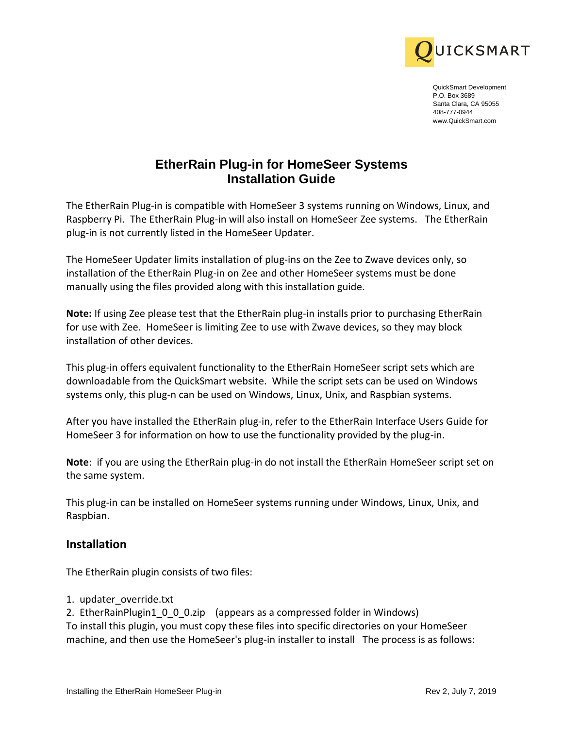QUICKSMART

QuickSmart Development
P.O. Box 3689
Santa Clara, CA 95055
408-777-0944
www.QuickSmart.com

# EtherRain Plug-in for HomeSeer Systems Installation Guide

The EtherRain Plug-in is compatible with HomeSeer 3 systems running on Windows, Linux, and Raspberry Pi. The EtherRain Plug-in will also install on HomeSeer Zee systems. The EtherRain plug-in is not currently listed in the HomeSeer Updater.

The HomeSeer Updater limits installation of plug-ins on the Zee to Zwave devices only, so installation of the EtherRain Plug-in on Zee and other HomeSeer systems must be done manually using the files provided along with this installation guide.

**Note:** If using Zee please test that the EtherRain plug-in installs prior to purchasing EtherRain for use with Zee. HomeSeer is limiting Zee to use with Zwave devices, so they may block installation of other devices.

This plug-in offers equivalent functionality to the EtherRain HomeSeer script sets which are downloadable from the QuickSmart website. While the script sets can be used on Windows systems only, this plug-n can be used on Windows, Linux, Unix, and Raspbian systems.

After you have installed the EtherRain plug-in, refer to the EtherRain Interface Users Guide for HomeSeer 3 for information on how to use the functionality provided by the plug-in.

**Note**: if you are using the EtherRain plug-in do not install the EtherRain HomeSeer script set on the same system.

This plug-in can be installed on HomeSeer systems running under Windows, Linux, Unix, and Raspbian.

## Installation

The EtherRain plugin consists of two files:

1. updater_override.txt
2. EtherRainPlugin1_0_0_0.zip (appears as a compressed folder in Windows)

To install this plugin, you must copy these files into specific directories on your HomeSeer machine, and then use the HomeSeer's plug-in installer to install The process is as follows: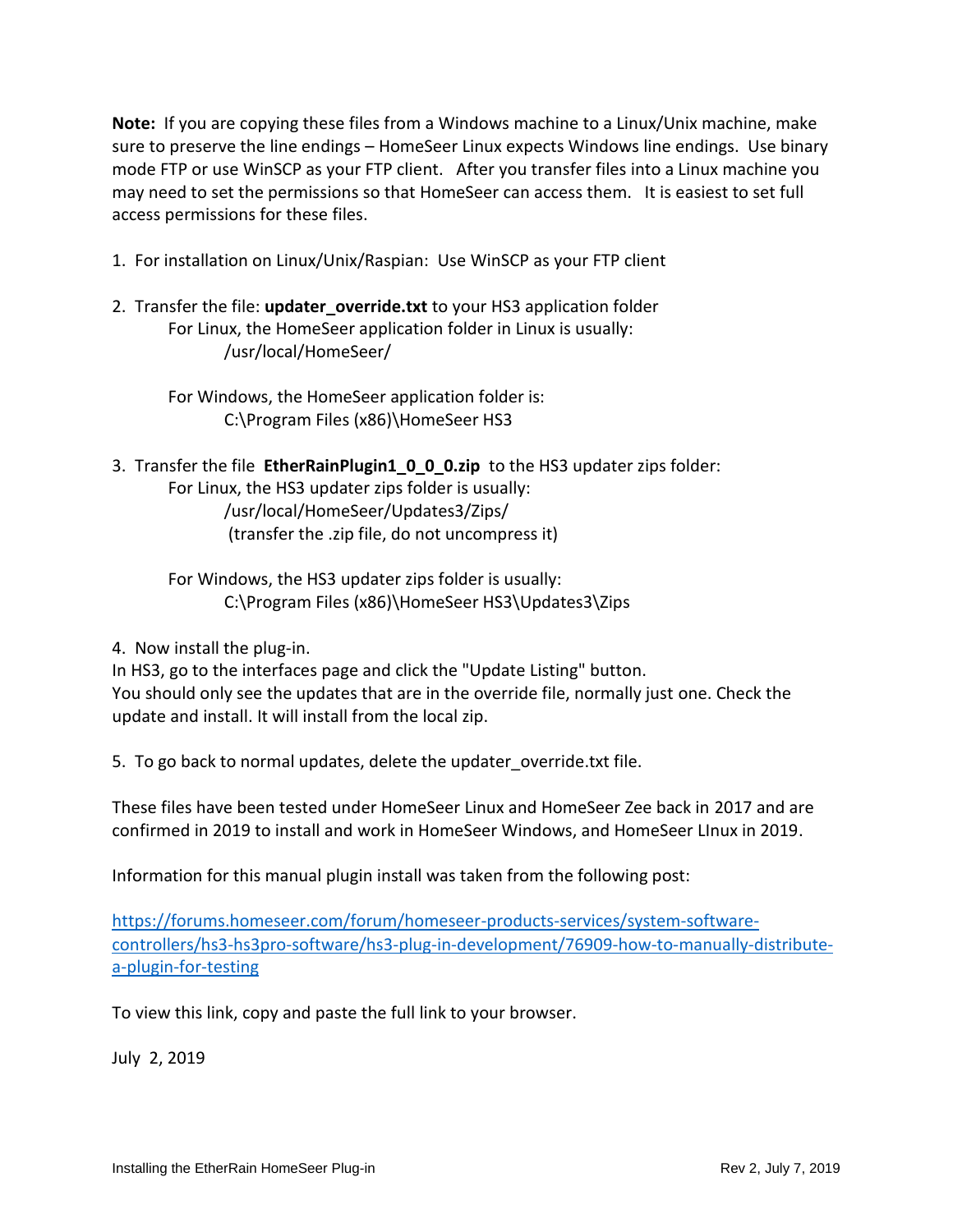**Note:** If you are copying these files from a Windows machine to a Linux/Unix machine, make sure to preserve the line endings – HomeSeer Linux expects Windows line endings. Use binary mode FTP or use WinSCP as your FTP client. After you transfer files into a Linux machine you may need to set the permissions so that HomeSeer can access them. It is easiest to set full access permissions for these files.

1. For installation on Linux/Unix/Raspian: Use WinSCP as your FTP client

2. Transfer the file: **updater_override.txt** to your HS3 application folder

   For Linux, the HomeSeer application folder in Linux is usually:

   /usr/local/HomeSeer/

   For Windows, the HomeSeer application folder is:

   C:\Program Files (x86)\HomeSeer HS3

3. Transfer the file **EtherRainPlugin1_0_0_0.zip** to the HS3 updater zips folder:

   For Linux, the HS3 updater zips folder is usually:

   /usr/local/HomeSeer/Updates3/Zips/

   (transfer the .zip file, do not uncompress it)

   For Windows, the HS3 updater zips folder is usually:

   C:\Program Files (x86)\HomeSeer HS3\Updates3\Zips

4. Now install the plug-in.

In HS3, go to the interfaces page and click the "Update Listing" button.
You should only see the updates that are in the override file, normally just one. Check the update and install. It will install from the local zip.

5. To go back to normal updates, delete the updater_override.txt file.

These files have been tested under HomeSeer Linux and HomeSeer Zee back in 2017 and are confirmed in 2019 to install and work in HomeSeer Windows, and HomeSeer LInux in 2019.

Information for this manual plugin install was taken from the following post:

https://forums.homeseer.com/forum/homeseer-products-services/system-software-controllers/hs3-hs3pro-software/hs3-plug-in-development/76909-how-to-manually-distribute-a-plugin-for-testing

To view this link, copy and paste the full link to your browser.

July 2, 2019